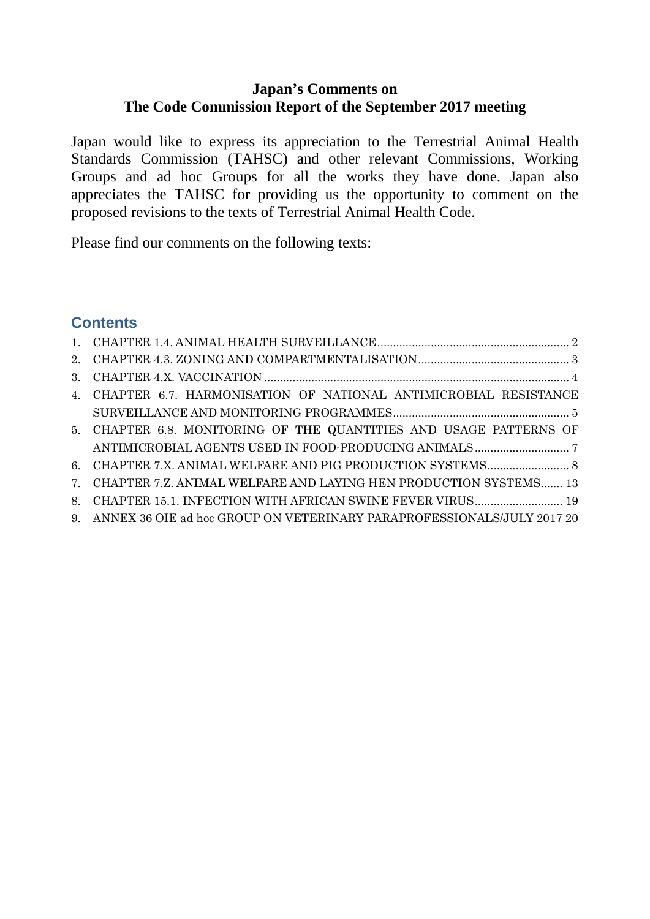**Japan's Comments on**
**The Code Commission Report of the September 2017 meeting**

Japan would like to express its appreciation to the Terrestrial Animal Health Standards Commission (TAHSC) and other relevant Commissions, Working Groups and ad hoc Groups for all the works they have done. Japan also appreciates the TAHSC for providing us the opportunity to comment on the proposed revisions to the texts of Terrestrial Animal Health Code.

Please find our comments on the following texts:

## Contents

1. CHAPTER 1.4. ANIMAL HEALTH SURVEILLANCE ........ 2
2. CHAPTER 4.3. ZONING AND COMPARTMENTALISATION ........ 3
3. CHAPTER 4.X. VACCINATION ........ 4
4. CHAPTER 6.7. HARMONISATION OF NATIONAL ANTIMICROBIAL RESISTANCE SURVEILLANCE AND MONITORING PROGRAMMES ........ 5
5. CHAPTER 6.8. MONITORING OF THE QUANTITIES AND USAGE PATTERNS OF ANTIMICROBIAL AGENTS USED IN FOOD-PRODUCING ANIMALS ........ 7
6. CHAPTER 7.X. ANIMAL WELFARE AND PIG PRODUCTION SYSTEMS ........ 8
7. CHAPTER 7.Z. ANIMAL WELFARE AND LAYING HEN PRODUCTION SYSTEMS ........ 13
8. CHAPTER 15.1. INFECTION WITH AFRICAN SWINE FEVER VIRUS ........ 19
9. ANNEX 36 OIE ad hoc GROUP ON VETERINARY PARAPROFESSIONALS/JULY 2017 ........ 20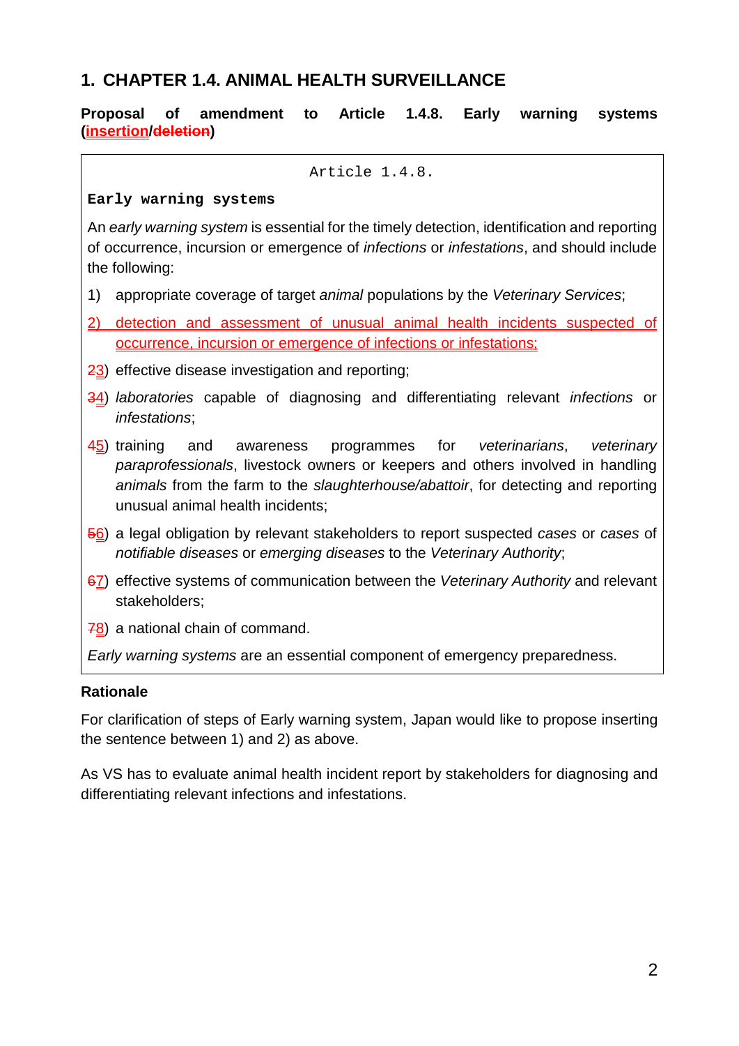## 1. CHAPTER 1.4. ANIMAL HEALTH SURVEILLANCE

**Proposal of amendment to Article 1.4.8. Early warning systems (<u>insertion</u>/~~deletion~~)**

Article 1.4.8.

**Early warning systems**

An *early warning system* is essential for the timely detection, identification and reporting of occurrence, incursion or emergence of *infections* or *infestations*, and should include the following:

1) appropriate coverage of target *animal* populations by the *Veterinary Services*;

<u>2) detection and assessment of unusual animal health incidents suspected of occurrence, incursion or emergence of infections or infestations;</u>

~~2~~<u>3</u>) effective disease investigation and reporting;

~~3~~<u>4</u>) *laboratories* capable of diagnosing and differentiating relevant *infections* or *infestations*;

~~4~~<u>5</u>) training and awareness programmes for *veterinarians*, *veterinary paraprofessionals*, livestock owners or keepers and others involved in handling *animals* from the farm to the *slaughterhouse/abattoir*, for detecting and reporting unusual animal health incidents;

~~5~~<u>6</u>) a legal obligation by relevant stakeholders to report suspected *cases* or *cases* of *notifiable diseases* or *emerging diseases* to the *Veterinary Authority*;

~~6~~<u>7</u>) effective systems of communication between the *Veterinary Authority* and relevant stakeholders;

~~7~~<u>8</u>) a national chain of command.

*Early warning systems* are an essential component of emergency preparedness.

**Rationale**

For clarification of steps of Early warning system, Japan would like to propose inserting the sentence between 1) and 2) as above.

As VS has to evaluate animal health incident report by stakeholders for diagnosing and differentiating relevant infections and infestations.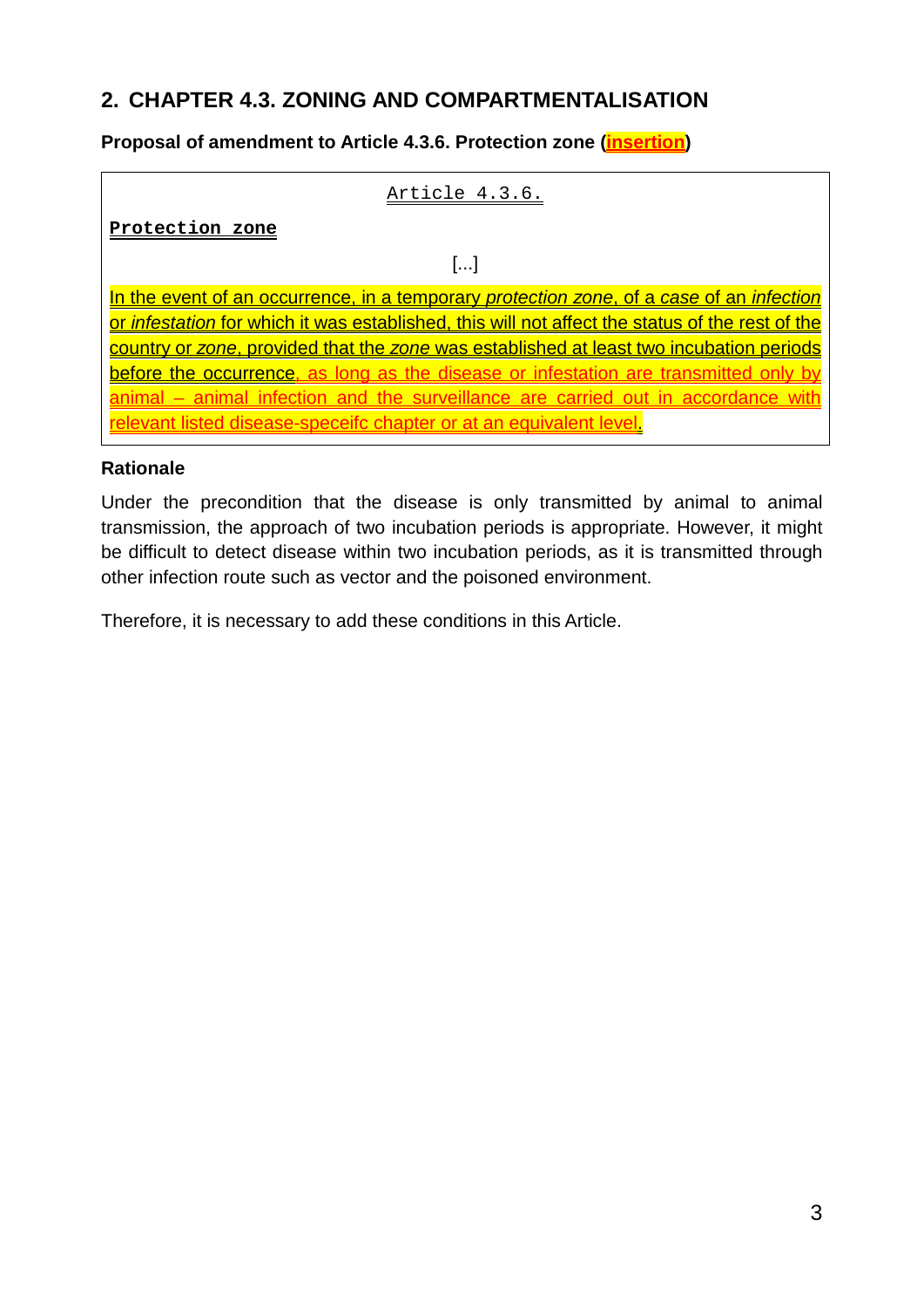## 2. CHAPTER 4.3. ZONING AND COMPARTMENTALISATION

**Proposal of amendment to Article 4.3.6. Protection zone (insertion)**

Article 4.3.6.

**Protection zone**

[...]

In the event of an occurrence, in a temporary *protection zone*, of a *case* of an *infection* or *infestation* for which it was established, this will not affect the status of the rest of the country or *zone*, provided that the *zone* was established at least two incubation periods before the occurrence, as long as the disease or infestation are transmitted only by animal – animal infection and the surveillance are carried out in accordance with relevant listed disease-speceifc chapter or at an equivalent level.

**Rationale**

Under the precondition that the disease is only transmitted by animal to animal transmission, the approach of two incubation periods is appropriate. However, it might be difficult to detect disease within two incubation periods, as it is transmitted through other infection route such as vector and the poisoned environment.

Therefore, it is necessary to add these conditions in this Article.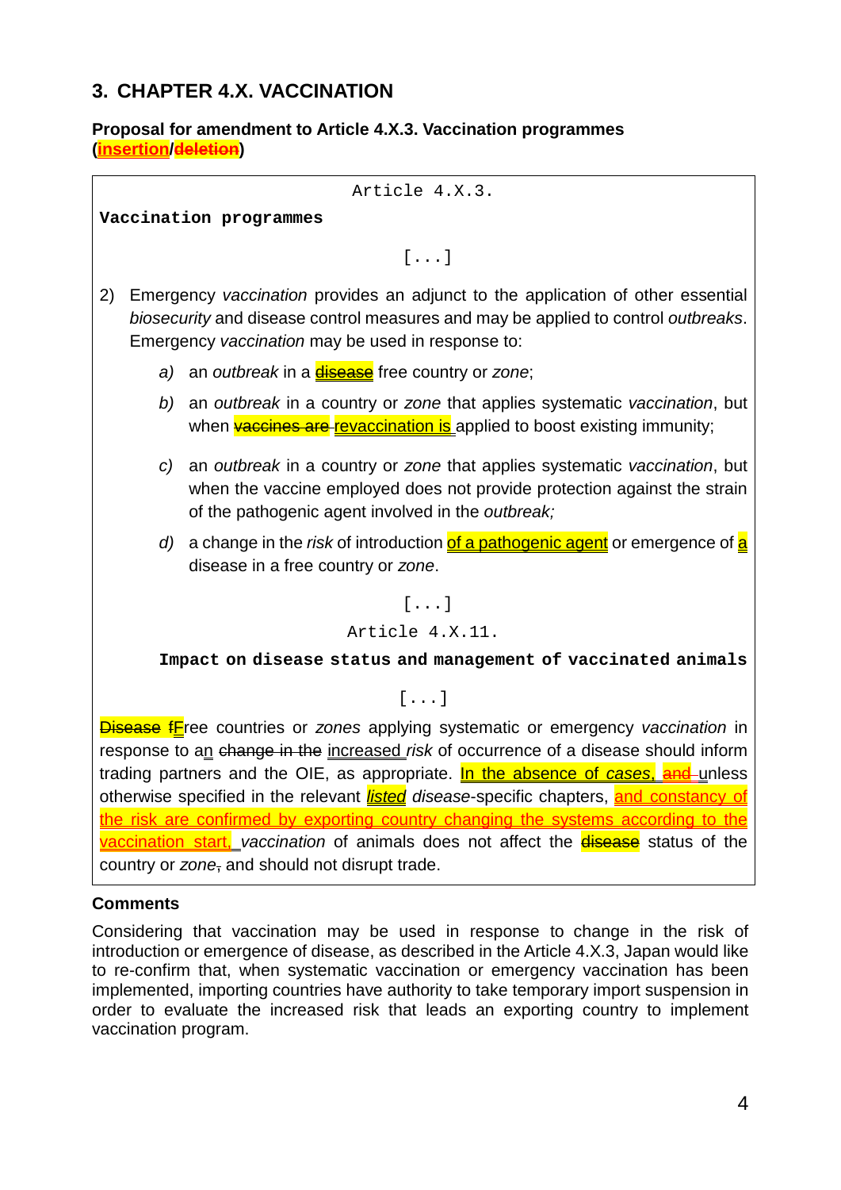## 3. CHAPTER 4.X. VACCINATION

**Proposal for amendment to Article 4.X.3. Vaccination programmes (<u>insertion</u>/~~deletion~~)**

Article 4.X.3.

**Vaccination programmes**

[...]

2) Emergency *vaccination* provides an adjunct to the application of other essential *biosecurity* and disease control measures and may be applied to control *outbreaks*. Emergency *vaccination* may be used in response to:

   a) an *outbreak* in a <u>disease</u> free country or *zone*;

   b) an *outbreak* in a country or *zone* that applies systematic *vaccination*, but when ~~vaccines are~~ <u>revaccination is</u> applied to boost existing immunity;

   c) an *outbreak* in a country or *zone* that applies systematic *vaccination*, but when the vaccine employed does not provide protection against the strain of the pathogenic agent involved in the *outbreak;*

   d) a change in the *risk* of introduction <u>of a pathogenic agent</u> or emergence of <u>a</u> disease in a free country or *zone*.

[...]

Article 4.X.11.

**Impact on disease status and management of vaccinated animals**

[...]

~~Disease~~ ~~f~~<u>F</u>ree countries or *zones* applying systematic or emergency *vaccination* in response to a<u>n</u> ~~change in the~~ <u>increased</u> *risk* of occurrence of a disease should inform trading partners and the OIE, as appropriate. <u>In the absence of *cases*,</u> ~~and~~ <u>u</u>nless otherwise specified in the relevant <u>*listed*</u> *disease*-specific chapters, <u>and constancy of the risk are confirmed by exporting country changing the systems according to the vaccination start,</u> *vaccination* of animals does not affect the ~~disease~~ status of the country or *zone*~~,~~ and should not disrupt trade.

### Comments

Considering that vaccination may be used in response to change in the risk of introduction or emergence of disease, as described in the Article 4.X.3, Japan would like to re-confirm that, when systematic vaccination or emergency vaccination has been implemented, importing countries have authority to take temporary import suspension in order to evaluate the increased risk that leads an exporting country to implement vaccination program.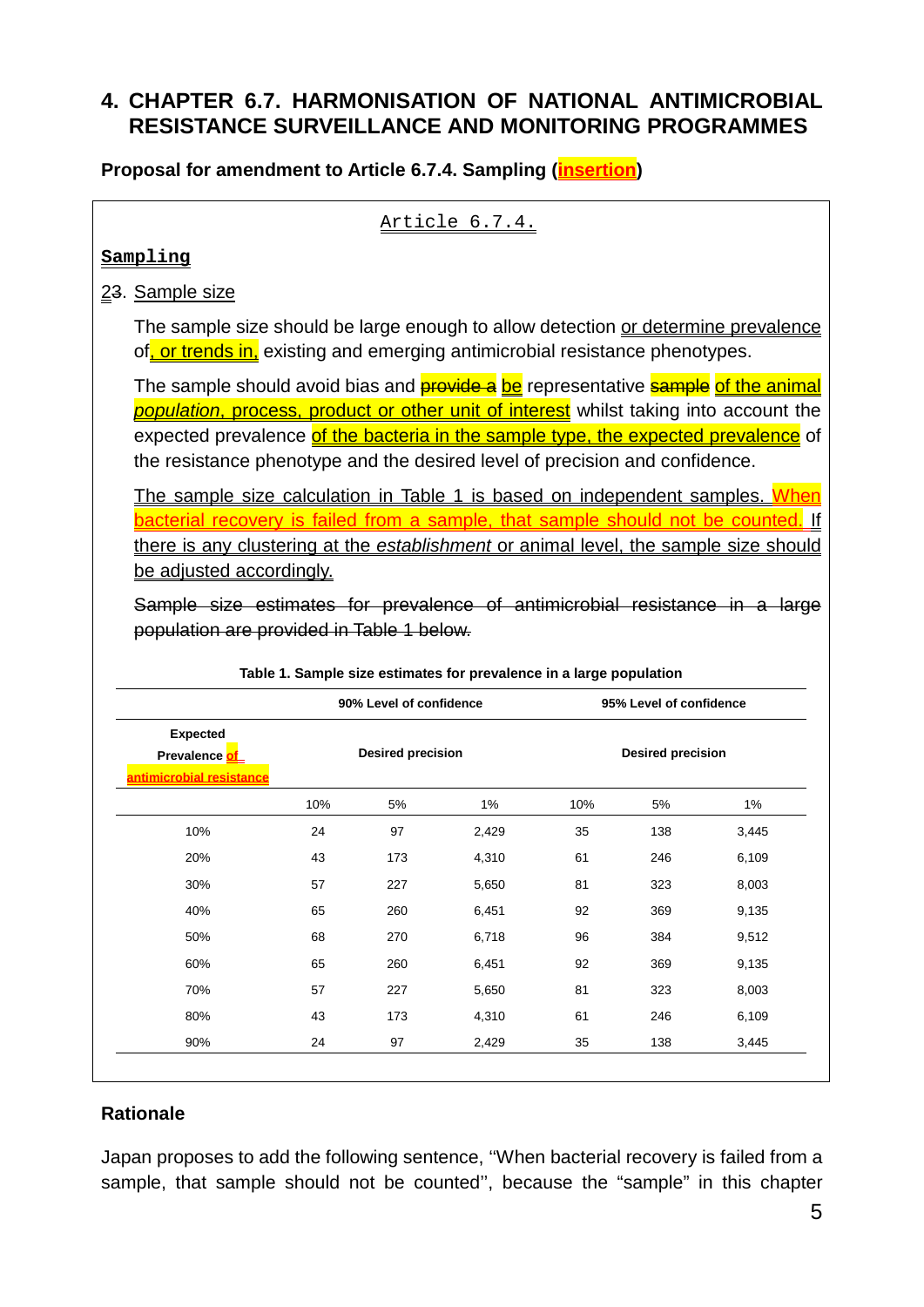## 4. CHAPTER 6.7. HARMONISATION OF NATIONAL ANTIMICROBIAL RESISTANCE SURVEILLANCE AND MONITORING PROGRAMMES

**Proposal for amendment to Article 6.7.4. Sampling (insertion)**

Article 6.7.4.

**Sampling**

~~2~~3. Sample size

The sample size should be large enough to allow detection or determine prevalence of, or trends in, existing and emerging antimicrobial resistance phenotypes.

The sample should avoid bias and ~~provide a~~ be representative ~~sample~~ of the animal *population*, process, product or other unit of interest whilst taking into account the expected prevalence of the bacteria in the sample type, the expected prevalence of the resistance phenotype and the desired level of precision and confidence.

The sample size calculation in Table 1 is based on independent samples. When bacterial recovery is failed from a sample, that sample should not be counted. If there is any clustering at the *establishment* or animal level, the sample size should be adjusted accordingly.

~~Sample size estimates for prevalence of antimicrobial resistance in a large population are provided in Table 1 below.~~

**Table 1. Sample size estimates for prevalence in a large population**

| | 90% Level of confidence | | | 95% Level of confidence | | |
|---|---|---|---|---|---|---|
| **Expected Prevalence of antimicrobial resistance** | **Desired precision** | | | **Desired precision** | | |
| | 10% | 5% | 1% | 10% | 5% | 1% |
| 10% | 24 | 97 | 2,429 | 35 | 138 | 3,445 |
| 20% | 43 | 173 | 4,310 | 61 | 246 | 6,109 |
| 30% | 57 | 227 | 5,650 | 81 | 323 | 8,003 |
| 40% | 65 | 260 | 6,451 | 92 | 369 | 9,135 |
| 50% | 68 | 270 | 6,718 | 96 | 384 | 9,512 |
| 60% | 65 | 260 | 6,451 | 92 | 369 | 9,135 |
| 70% | 57 | 227 | 5,650 | 81 | 323 | 8,003 |
| 80% | 43 | 173 | 4,310 | 61 | 246 | 6,109 |
| 90% | 24 | 97 | 2,429 | 35 | 138 | 3,445 |

**Rationale**

Japan proposes to add the following sentence, "When bacterial recovery is failed from a sample, that sample should not be counted", because the "sample" in this chapter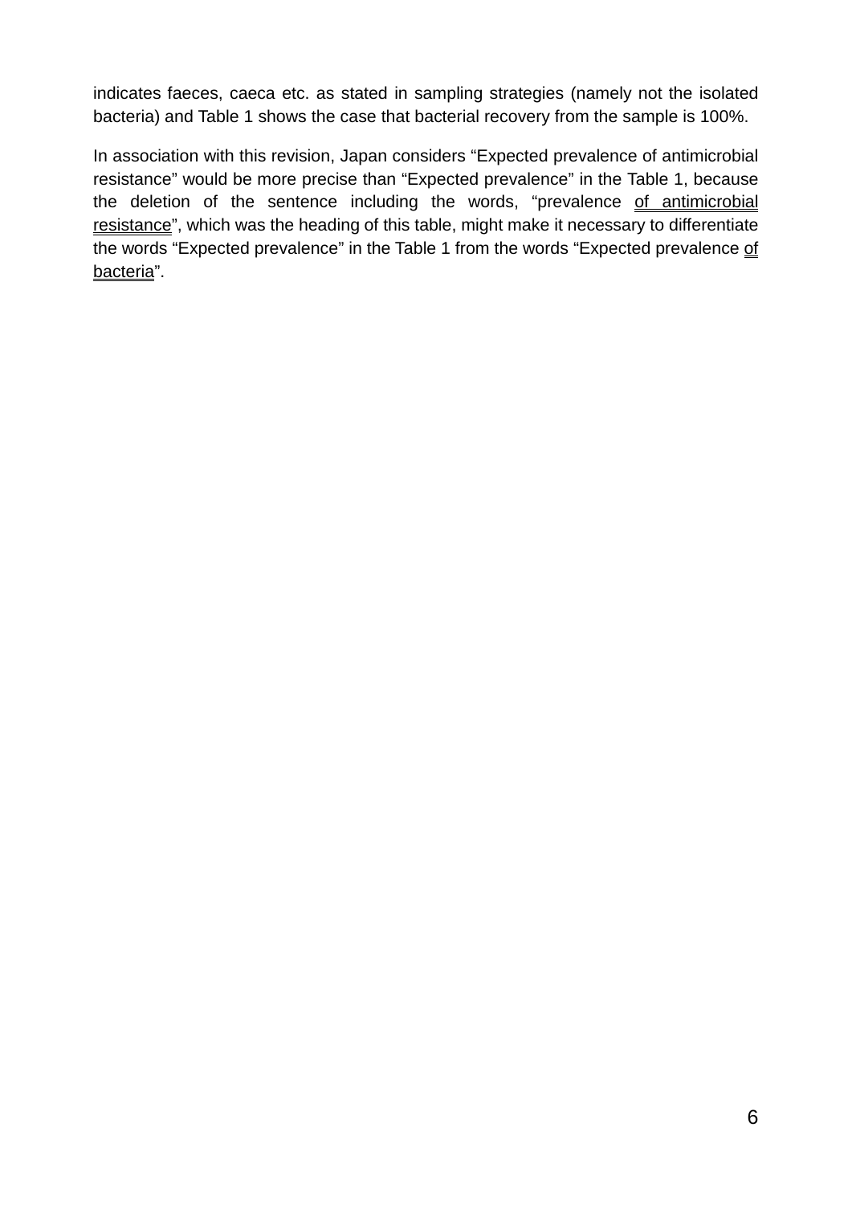indicates faeces, caeca etc. as stated in sampling strategies (namely not the isolated bacteria) and Table 1 shows the case that bacterial recovery from the sample is 100%.

In association with this revision, Japan considers “Expected prevalence of antimicrobial resistance” would be more precise than “Expected prevalence” in the Table 1, because the deletion of the sentence including the words, “prevalence <u>of antimicrobial resistance</u>”, which was the heading of this table, might make it necessary to differentiate the words “Expected prevalence” in the Table 1 from the words “Expected prevalence <u>of bacteria</u>”.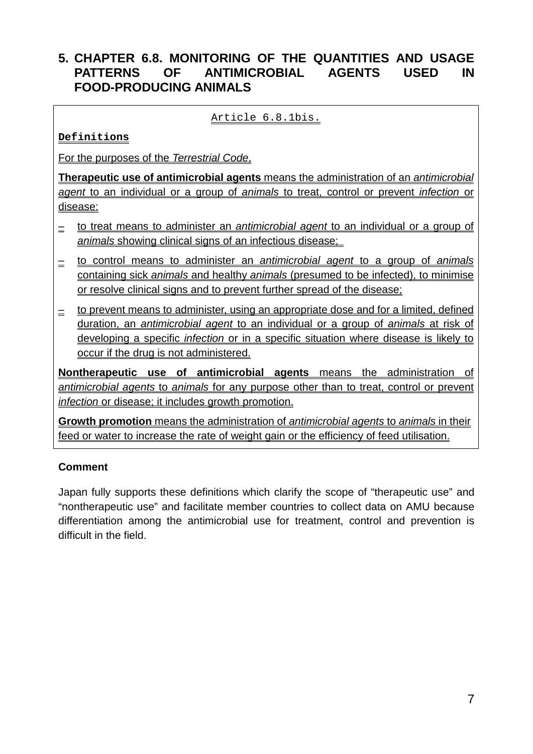## 5. CHAPTER 6.8. MONITORING OF THE QUANTITIES AND USAGE PATTERNS OF ANTIMICROBIAL AGENTS USED IN FOOD-PRODUCING ANIMALS

Article 6.8.1bis.

**Definitions**

For the purposes of the *Terrestrial Code*,

**Therapeutic use of antimicrobial agents** means the administration of an *antimicrobial agent* to an individual or a group of *animals* to treat, control or prevent *infection* or disease:

- to treat means to administer an *antimicrobial agent* to an individual or a group of *animals* showing clinical signs of an infectious disease;
- to control means to administer an *antimicrobial agent* to a group of *animals* containing sick *animals* and healthy *animals* (presumed to be infected), to minimise or resolve clinical signs and to prevent further spread of the disease;
- to prevent means to administer, using an appropriate dose and for a limited, defined duration, an *antimicrobial agent* to an individual or a group of *animals* at risk of developing a specific *infection* or in a specific situation where disease is likely to occur if the drug is not administered.

**Nontherapeutic use of antimicrobial agents** means the administration of *antimicrobial agents* to *animals* for any purpose other than to treat, control or prevent *infection* or disease; it includes growth promotion.

**Growth promotion** means the administration of *antimicrobial agents* to *animals* in their feed or water to increase the rate of weight gain or the efficiency of feed utilisation.

**Comment**

Japan fully supports these definitions which clarify the scope of "therapeutic use" and "nontherapeutic use" and facilitate member countries to collect data on AMU because differentiation among the antimicrobial use for treatment, control and prevention is difficult in the field.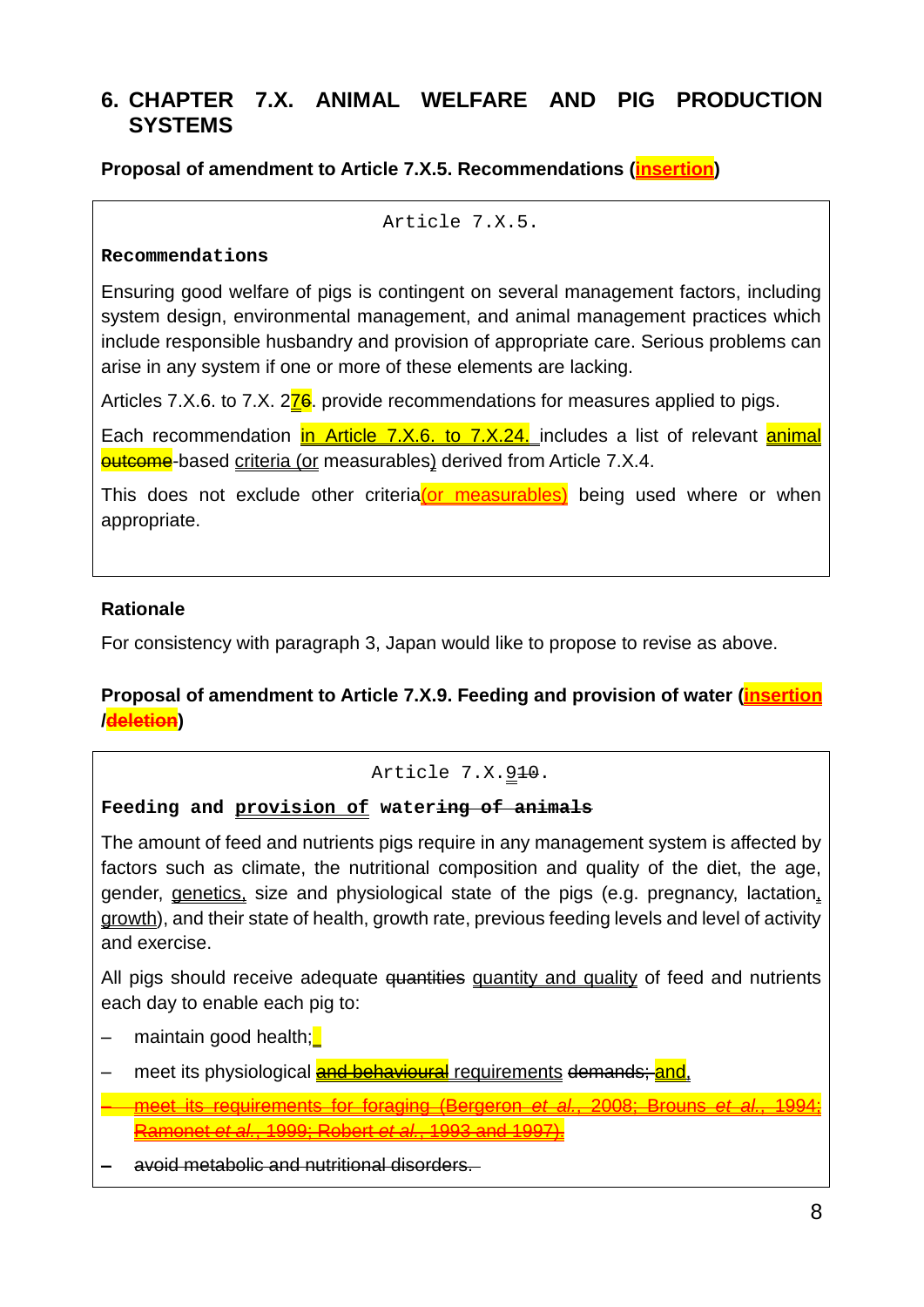## 6. CHAPTER 7.X. ANIMAL WELFARE AND PIG PRODUCTION SYSTEMS

**Proposal of amendment to Article 7.X.5. Recommendations (insertion)**

Article 7.X.5.

**Recommendations**

Ensuring good welfare of pigs is contingent on several management factors, including system design, environmental management, and animal management practices which include responsible husbandry and provision of appropriate care. Serious problems can arise in any system if one or more of these elements are lacking.

Articles 7.X.6. to 7.X. 2~~7~~6. provide recommendations for measures applied to pigs.

Each recommendation in Article 7.X.6. to 7.X.24. includes a list of relevant animal ~~outcome~~-based criteria (or measurables) derived from Article 7.X.4.

This does not exclude other criteria(or measurables) being used where or when appropriate.

### Rationale

For consistency with paragraph 3, Japan would like to propose to revise as above.

**Proposal of amendment to Article 7.X.9. Feeding and provision of water (insertion /~~deletion~~)**

Article 7.X.9~~10~~.

**Feeding and provision of watering ~~ing of animals~~**

The amount of feed and nutrients pigs require in any management system is affected by factors such as climate, the nutritional composition and quality of the diet, the age, gender, genetics, size and physiological state of the pigs (e.g. pregnancy, lactation, growth), and their state of health, growth rate, previous feeding levels and level of activity and exercise.

All pigs should receive adequate ~~quantities~~ quantity and quality of feed and nutrients each day to enable each pig to:

- maintain good health;
- meet its physiological ~~and behavioural~~ requirements ~~demands;~~ and.
- ~~meet its requirements for foraging (Bergeron *et al.*, 2008; Brouns *et al.*, 1994; Ramonet *et al.*, 1999; Robert *et al.*, 1993 and 1997).~~
- ~~avoid metabolic and nutritional disorders.~~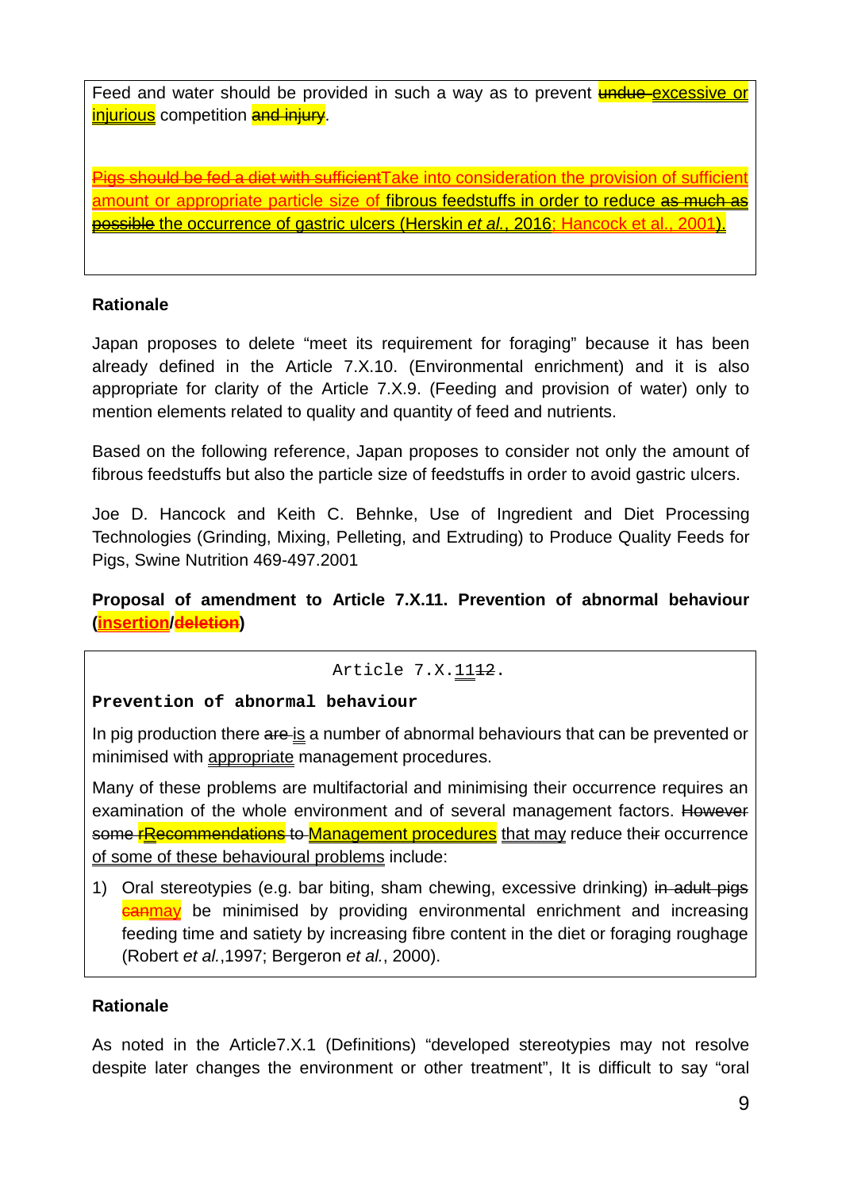Feed and water should be provided in such a way as to prevent ~~undue~~ excessive or injurious competition ~~and injury~~.

~~Pigs should be fed a diet with sufficient~~Take into consideration the provision of sufficient amount or appropriate particle size of fibrous feedstuffs in order to reduce ~~as much as possible~~ the occurrence of gastric ulcers (Herskin *et al.*, 2016; Hancock et al., 2001).

**Rationale**

Japan proposes to delete "meet its requirement for foraging" because it has been already defined in the Article 7.X.10. (Environmental enrichment) and it is also appropriate for clarity of the Article 7.X.9. (Feeding and provision of water) only to mention elements related to quality and quantity of feed and nutrients.

Based on the following reference, Japan proposes to consider not only the amount of fibrous feedstuffs but also the particle size of feedstuffs in order to avoid gastric ulcers.

Joe D. Hancock and Keith C. Behnke, Use of Ingredient and Diet Processing Technologies (Grinding, Mixing, Pelleting, and Extruding) to Produce Quality Feeds for Pigs, Swine Nutrition 469-497.2001

**Proposal of amendment to Article 7.X.11. Prevention of abnormal behaviour (insertion/~~deletion~~)**

Article 7.X.11~~12~~.

**Prevention of abnormal behaviour**

In pig production there ~~are~~ is a number of abnormal behaviours that can be prevented or minimised with appropriate management procedures.

Many of these problems are multifactorial and minimising their occurrence requires an examination of the whole environment and of several management factors. ~~However some~~ ~~r~~Recommendations ~~to~~ Management procedures that may reduce thei~~r~~ occurrence of some of these behavioural problems include:

1) Oral stereotypies (e.g. bar biting, sham chewing, excessive drinking) ~~in adult pigs~~ ~~can~~may be minimised by providing environmental enrichment and increasing feeding time and satiety by increasing fibre content in the diet or foraging roughage (Robert *et al.*,1997; Bergeron *et al.*, 2000).

**Rationale**

As noted in the Article7.X.1 (Definitions) "developed stereotypies may not resolve despite later changes the environment or other treatment", It is difficult to say "oral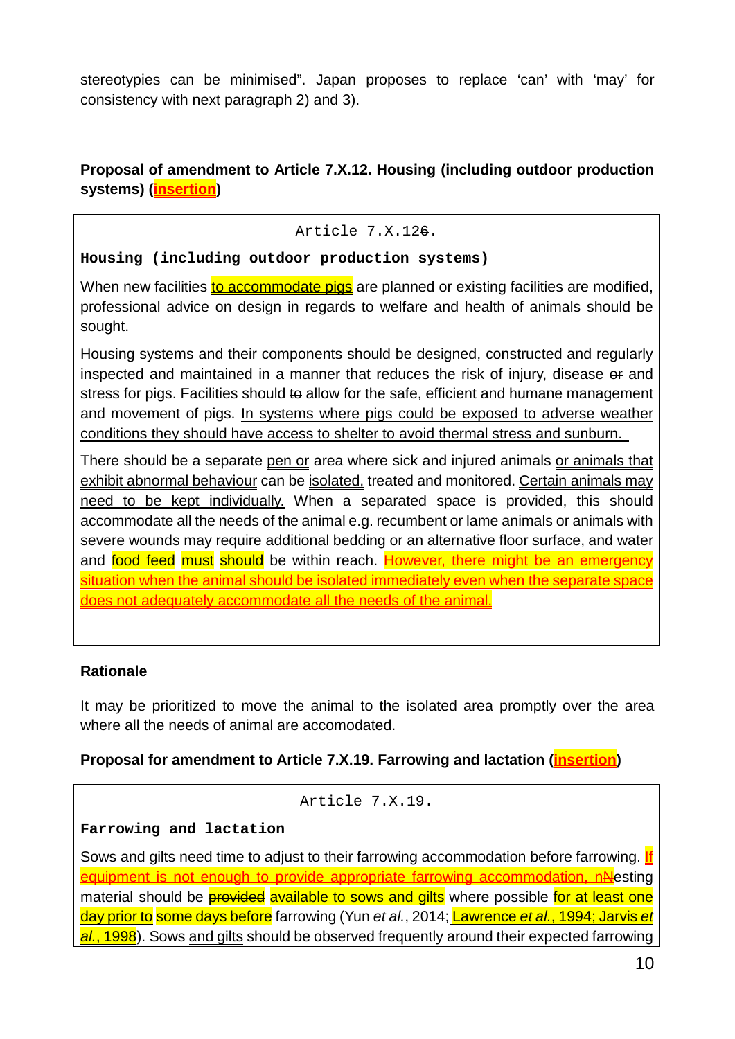stereotypies can be minimised". Japan proposes to replace 'can' with 'may' for consistency with next paragraph 2) and 3).

**Proposal of amendment to Article 7.X.12. Housing (including outdoor production systems) (insertion)**

> Article 7.X.12~~6~~.
>
> **Housing (including outdoor production systems)**
>
> When new facilities to accommodate pigs are planned or existing facilities are modified, professional advice on design in regards to welfare and health of animals should be sought.
>
> Housing systems and their components should be designed, constructed and regularly inspected and maintained in a manner that reduces the risk of injury, disease ~~or~~ and stress for pigs. Facilities should ~~to~~ allow for the safe, efficient and humane management and movement of pigs. In systems where pigs could be exposed to adverse weather conditions they should have access to shelter to avoid thermal stress and sunburn.
>
> There should be a separate pen or area where sick and injured animals or animals that exhibit abnormal behaviour can be isolated, treated and monitored. Certain animals may need to be kept individually. When a separated space is provided, this should accommodate all the needs of the animal e.g. recumbent or lame animals or animals with severe wounds may require additional bedding or an alternative floor surface, and water and ~~food~~ feed ~~must~~ should be within reach. However, there might be an emergency situation when the animal should be isolated immediately even when the separate space does not adequately accommodate all the needs of the animal.

**Rationale**

It may be prioritized to move the animal to the isolated area promptly over the area where all the needs of animal are accomodated.

**Proposal for amendment to Article 7.X.19. Farrowing and lactation (insertion)**

> Article 7.X.19.
>
> **Farrowing and lactation**
>
> Sows and gilts need time to adjust to their farrowing accommodation before farrowing. If equipment is not enough to provide appropriate farrowing accommodation, n~~N~~esting material should be ~~provided~~ available to sows and gilts where possible for at least one day prior to ~~some days before~~ farrowing (Yun *et al.*, 2014; Lawrence *et al.*, 1994; Jarvis *et al.*, 1998). Sows and gilts should be observed frequently around their expected farrowing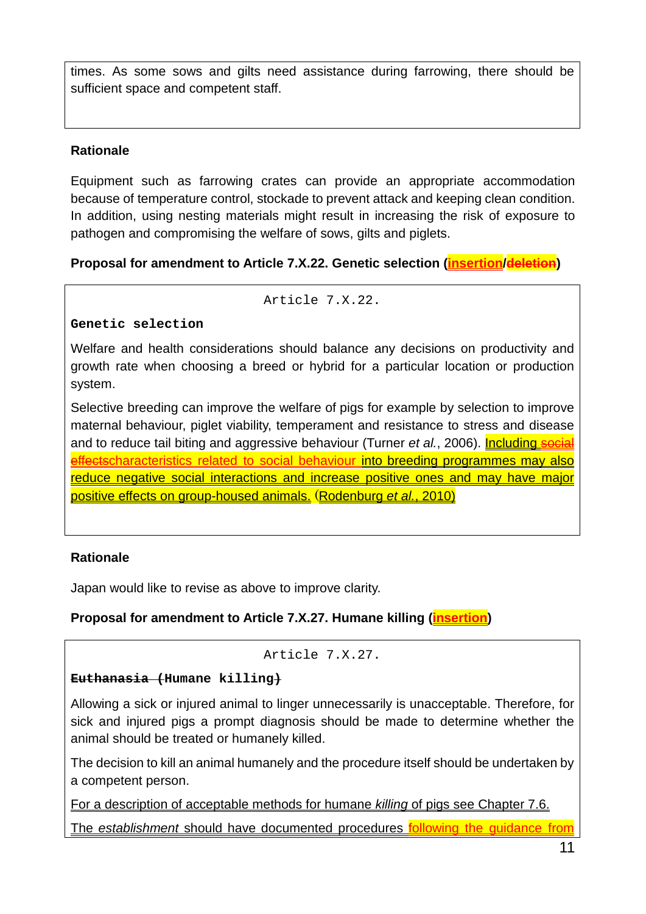times. As some sows and gilts need assistance during farrowing, there should be sufficient space and competent staff.

**Rationale**

Equipment such as farrowing crates can provide an appropriate accommodation because of temperature control, stockade to prevent attack and keeping clean condition. In addition, using nesting materials might result in increasing the risk of exposure to pathogen and compromising the welfare of sows, gilts and piglets.

**Proposal for amendment to Article 7.X.22. Genetic selection (insertion/~~deletion~~)**

Article 7.X.22.

**Genetic selection**

Welfare and health considerations should balance any decisions on productivity and growth rate when choosing a breed or hybrid for a particular location or production system.

Selective breeding can improve the welfare of pigs for example by selection to improve maternal behaviour, piglet viability, temperament and resistance to stress and disease and to reduce tail biting and aggressive behaviour (Turner *et al.*, 2006). Including ~~social effects~~characteristics related to social behaviour into breeding programmes may also reduce negative social interactions and increase positive ones and may have major positive effects on group-housed animals. (Rodenburg *et al.*, 2010)

**Rationale**

Japan would like to revise as above to improve clarity.

**Proposal for amendment to Article 7.X.27. Humane killing (insertion)**

Article 7.X.27.

**~~Euthanasia (~~Humane killing~~)~~**

Allowing a sick or injured animal to linger unnecessarily is unacceptable. Therefore, for sick and injured pigs a prompt diagnosis should be made to determine whether the animal should be treated or humanely killed.

The decision to kill an animal humanely and the procedure itself should be undertaken by a competent person.

For a description of acceptable methods for humane *killing* of pigs see Chapter 7.6.

The *establishment* should have documented procedures following the guidance from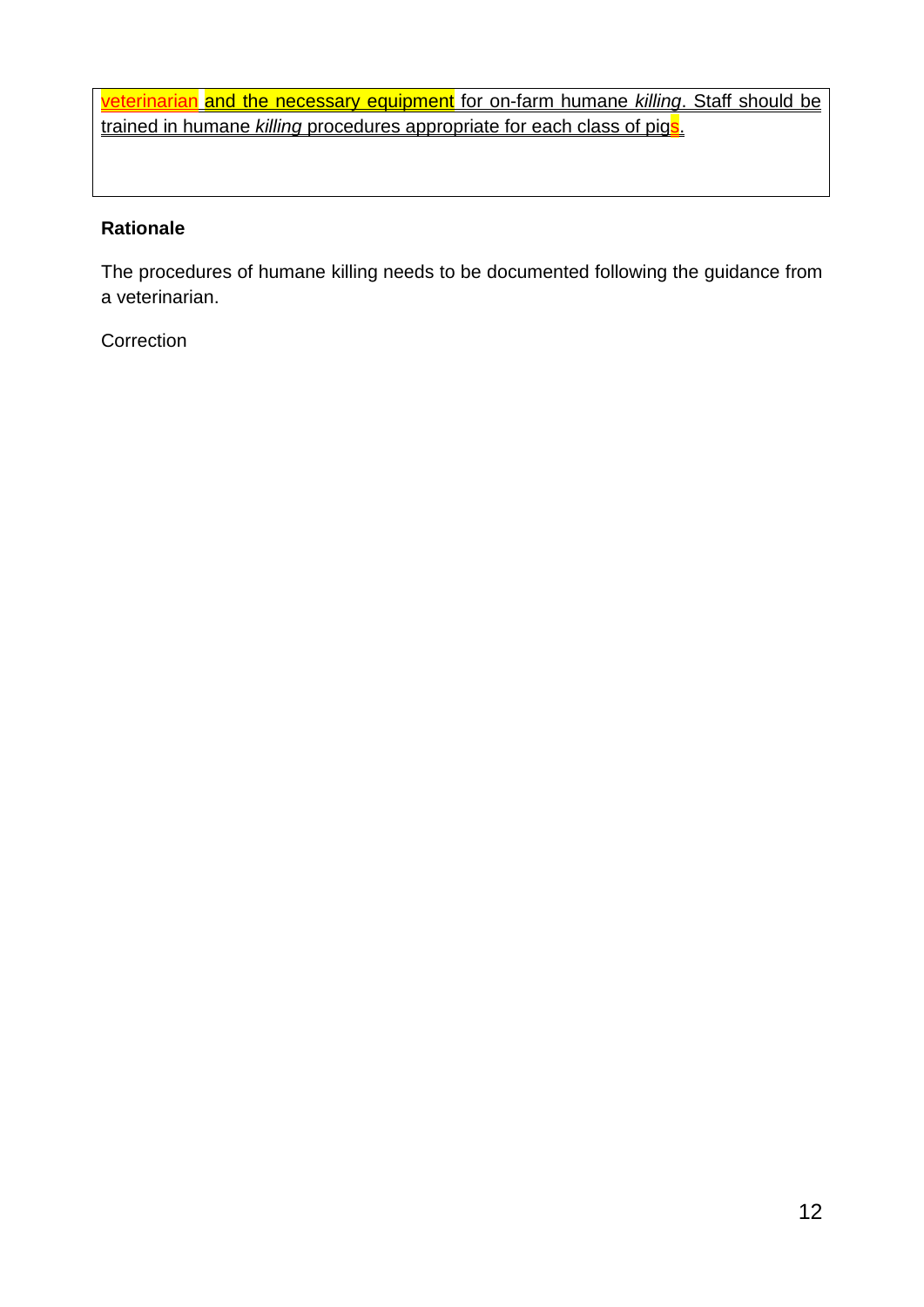veterinarian and the necessary equipment for on-farm humane *killing*. Staff should be trained in humane *killing* procedures appropriate for each class of pigs.

**Rationale**

The procedures of humane killing needs to be documented following the guidance from a veterinarian.

Correction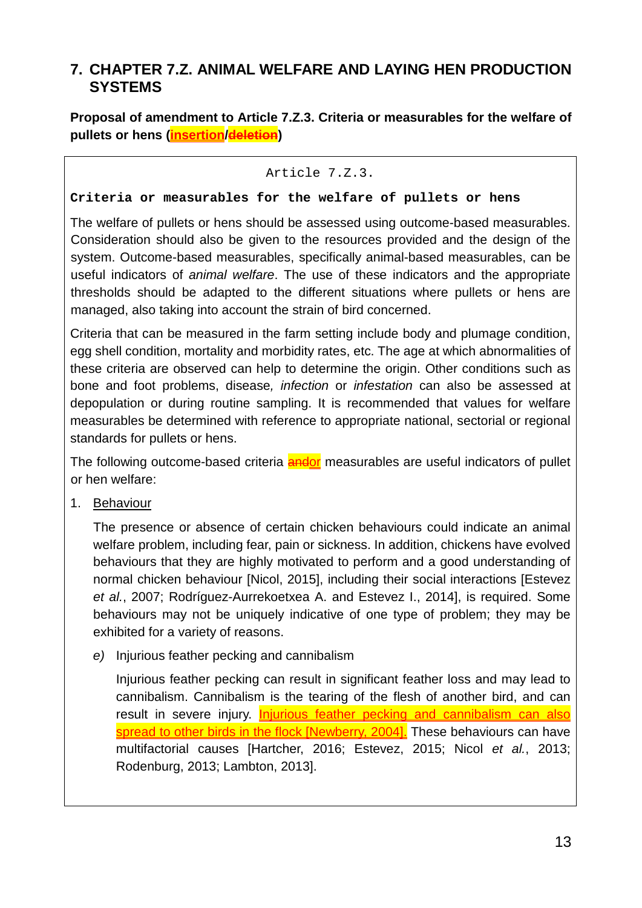# 7. CHAPTER 7.Z. ANIMAL WELFARE AND LAYING HEN PRODUCTION SYSTEMS

**Proposal of amendment to Article 7.Z.3. Criteria or measurables for the welfare of pullets or hens (insertion/~~deletion~~)**

Article 7.Z.3.

**Criteria or measurables for the welfare of pullets or hens**

The welfare of pullets or hens should be assessed using outcome-based measurables. Consideration should also be given to the resources provided and the design of the system. Outcome-based measurables, specifically animal-based measurables, can be useful indicators of *animal welfare*. The use of these indicators and the appropriate thresholds should be adapted to the different situations where pullets or hens are managed, also taking into account the strain of bird concerned.

Criteria that can be measured in the farm setting include body and plumage condition, egg shell condition, mortality and morbidity rates, etc. The age at which abnormalities of these criteria are observed can help to determine the origin. Other conditions such as bone and foot problems, disease*, infection* or *infestation* can also be assessed at depopulation or during routine sampling. It is recommended that values for welfare measurables be determined with reference to appropriate national, sectorial or regional standards for pullets or hens.

The following outcome-based criteria ~~and~~or measurables are useful indicators of pullet or hen welfare:

1. Behaviour

   The presence or absence of certain chicken behaviours could indicate an animal welfare problem, including fear, pain or sickness. In addition, chickens have evolved behaviours that they are highly motivated to perform and a good understanding of normal chicken behaviour [Nicol, 2015], including their social interactions [Estevez *et al.*, 2007; Rodríguez-Aurrekoetxea A. and Estevez I., 2014], is required. Some behaviours may not be uniquely indicative of one type of problem; they may be exhibited for a variety of reasons.

   *e)* Injurious feather pecking and cannibalism

   Injurious feather pecking can result in significant feather loss and may lead to cannibalism. Cannibalism is the tearing of the flesh of another bird, and can result in severe injury. Injurious feather pecking and cannibalism can also spread to other birds in the flock [Newberry, 2004]. These behaviours can have multifactorial causes [Hartcher, 2016; Estevez, 2015; Nicol *et al.*, 2013; Rodenburg, 2013; Lambton, 2013].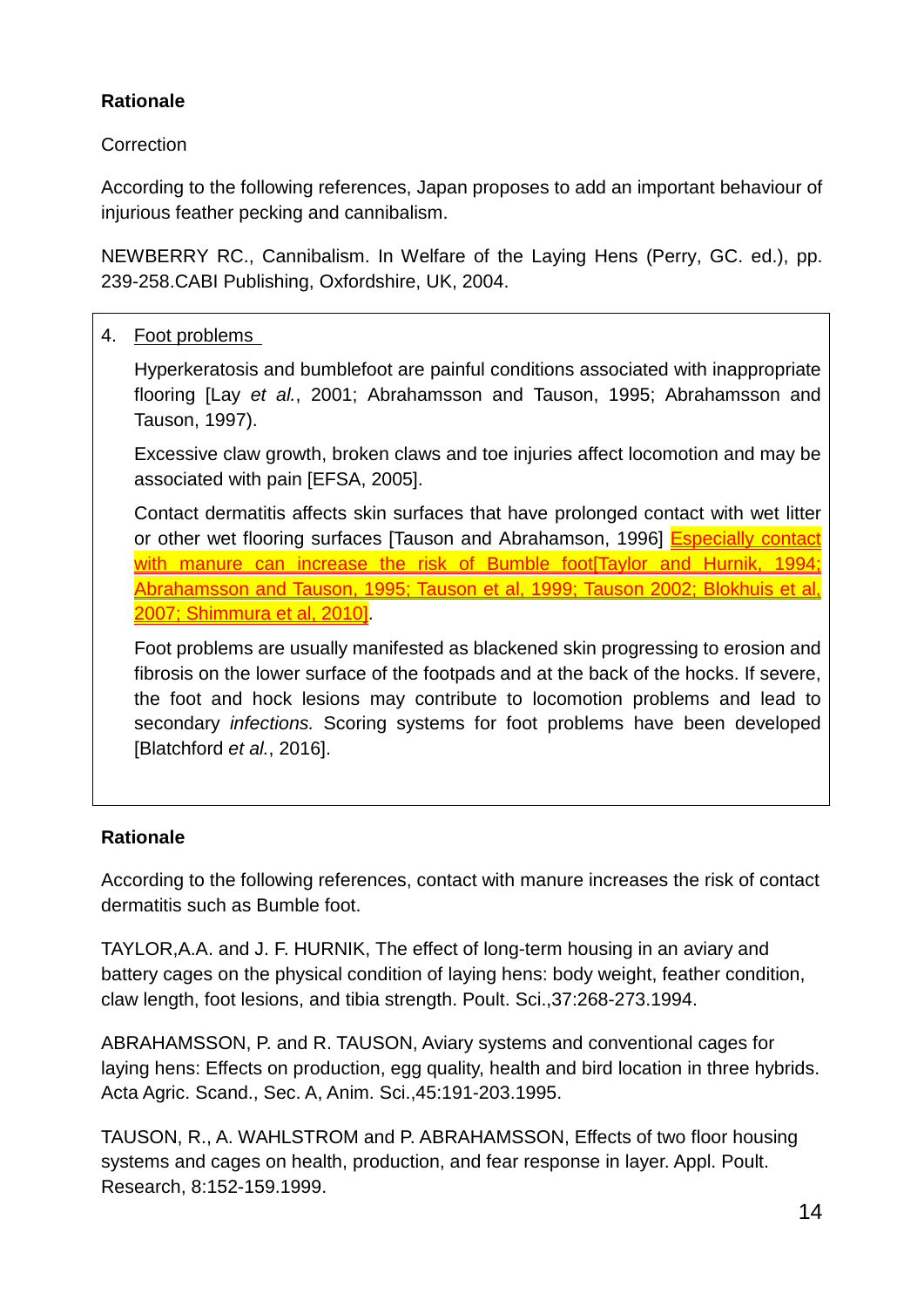**Rationale**

Correction

According to the following references, Japan proposes to add an important behaviour of injurious feather pecking and cannibalism.

NEWBERRY RC., Cannibalism. In Welfare of the Laying Hens (Perry, GC. ed.), pp. 239-258.CABI Publishing, Oxfordshire, UK, 2004.

4. Foot problems

   Hyperkeratosis and bumblefoot are painful conditions associated with inappropriate flooring [Lay *et al.*, 2001; Abrahamsson and Tauson, 1995; Abrahamsson and Tauson, 1997).

   Excessive claw growth, broken claws and toe injuries affect locomotion and may be associated with pain [EFSA, 2005].

   Contact dermatitis affects skin surfaces that have prolonged contact with wet litter or other wet flooring surfaces [Tauson and Abrahamson, 1996] Especially contact with manure can increase the risk of Bumble foot[Taylor and Hurnik, 1994; Abrahamsson and Tauson, 1995; Tauson et al, 1999; Tauson 2002; Blokhuis et al, 2007; Shimmura et al, 2010].

   Foot problems are usually manifested as blackened skin progressing to erosion and fibrosis on the lower surface of the footpads and at the back of the hocks. If severe, the foot and hock lesions may contribute to locomotion problems and lead to secondary *infections.* Scoring systems for foot problems have been developed [Blatchford *et al.*, 2016].

**Rationale**

According to the following references, contact with manure increases the risk of contact dermatitis such as Bumble foot.

TAYLOR,A.A. and J. F. HURNIK, The effect of long-term housing in an aviary and battery cages on the physical condition of laying hens: body weight, feather condition, claw length, foot lesions, and tibia strength. Poult. Sci.,37:268-273.1994.

ABRAHAMSSON, P. and R. TAUSON, Aviary systems and conventional cages for laying hens: Effects on production, egg quality, health and bird location in three hybrids. Acta Agric. Scand., Sec. A, Anim. Sci.,45:191-203.1995.

TAUSON, R., A. WAHLSTROM and P. ABRAHAMSSON, Effects of two floor housing systems and cages on health, production, and fear response in layer. Appl. Poult. Research, 8:152-159.1999.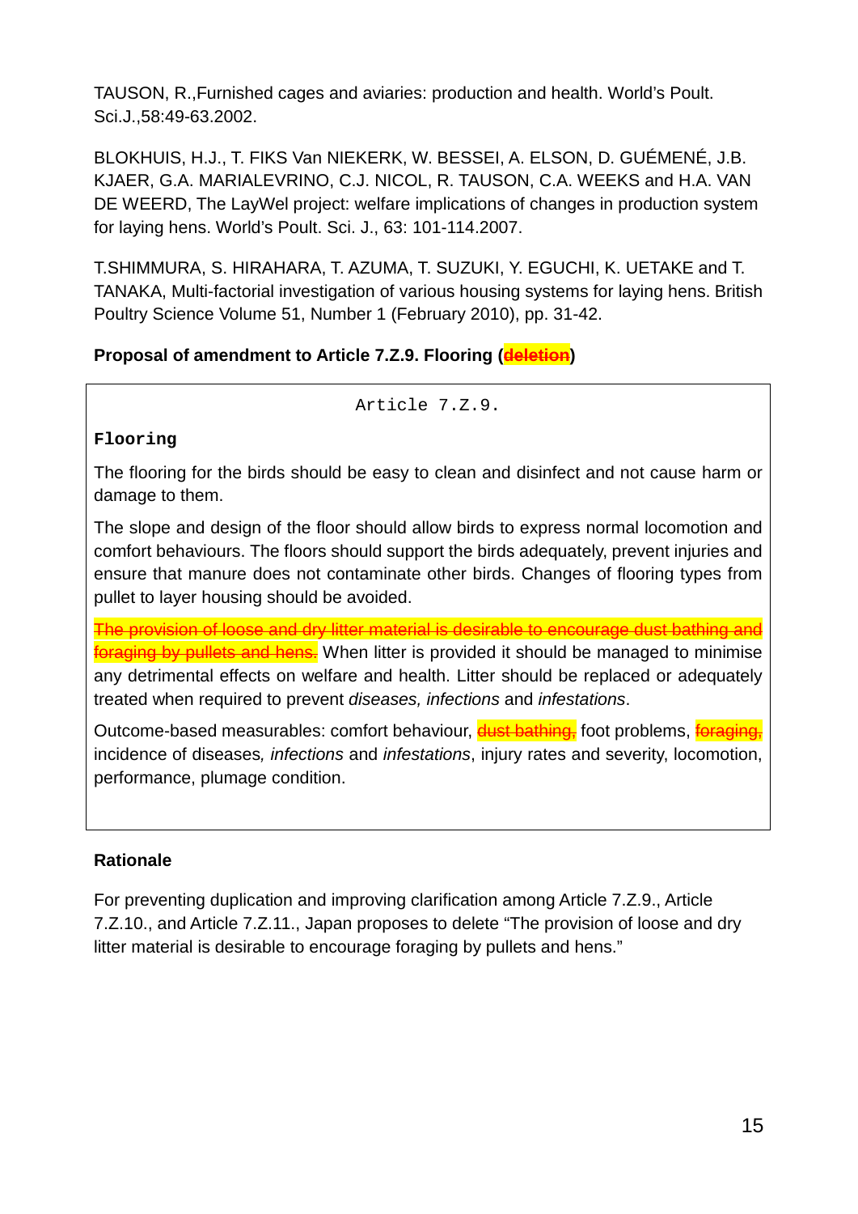TAUSON, R.,Furnished cages and aviaries: production and health. World's Poult. Sci.J.,58:49-63.2002.

BLOKHUIS, H.J., T. FIKS Van NIEKERK, W. BESSEI, A. ELSON, D. GUÉMENÉ, J.B. KJAER, G.A. MARIALEVRINO, C.J. NICOL, R. TAUSON, C.A. WEEKS and H.A. VAN DE WEERD, The LayWel project: welfare implications of changes in production system for laying hens. World's Poult. Sci. J., 63: 101-114.2007.

T.SHIMMURA, S. HIRAHARA, T. AZUMA, T. SUZUKI, Y. EGUCHI, K. UETAKE and T. TANAKA, Multi-factorial investigation of various housing systems for laying hens. British Poultry Science Volume 51, Number 1 (February 2010), pp. 31-42.

**Proposal of amendment to Article 7.Z.9. Flooring (~~deletion~~)**

Article 7.Z.9.

**Flooring**

The flooring for the birds should be easy to clean and disinfect and not cause harm or damage to them.

The slope and design of the floor should allow birds to express normal locomotion and comfort behaviours. The floors should support the birds adequately, prevent injuries and ensure that manure does not contaminate other birds. Changes of flooring types from pullet to layer housing should be avoided.

~~The provision of loose and dry litter material is desirable to encourage dust bathing and foraging by pullets and hens.~~ When litter is provided it should be managed to minimise any detrimental effects on welfare and health. Litter should be replaced or adequately treated when required to prevent *diseases, infections* and *infestations*.

Outcome-based measurables: comfort behaviour, ~~dust bathing,~~ foot problems, ~~foraging,~~ incidence of diseases*, infections* and *infestations*, injury rates and severity, locomotion, performance, plumage condition.

**Rationale**

For preventing duplication and improving clarification among Article 7.Z.9., Article 7.Z.10., and Article 7.Z.11., Japan proposes to delete "The provision of loose and dry litter material is desirable to encourage foraging by pullets and hens."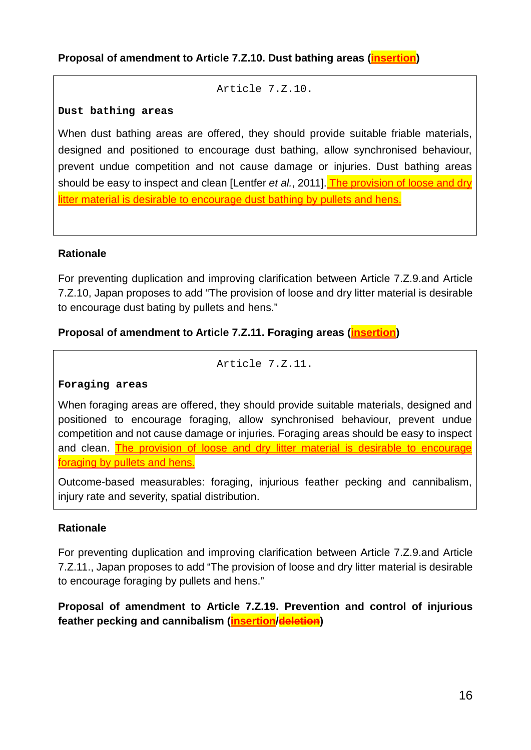**Proposal of amendment to Article 7.Z.10. Dust bathing areas (<u>insertion</u>)**

Article 7.Z.10.

**Dust bathing areas**

When dust bathing areas are offered, they should provide suitable friable materials, designed and positioned to encourage dust bathing, allow synchronised behaviour, prevent undue competition and not cause damage or injuries. Dust bathing areas should be easy to inspect and clean [Lentfer *et al.*, 2011]. <u>The provision of loose and dry litter material is desirable to encourage dust bathing by pullets and hens.</u>

**Rationale**

For preventing duplication and improving clarification between Article 7.Z.9.and Article 7.Z.10, Japan proposes to add "The provision of loose and dry litter material is desirable to encourage dust bating by pullets and hens."

**Proposal of amendment to Article 7.Z.11. Foraging areas (<u>insertion</u>)**

Article 7.Z.11.

**Foraging areas**

When foraging areas are offered, they should provide suitable materials, designed and positioned to encourage foraging, allow synchronised behaviour, prevent undue competition and not cause damage or injuries. Foraging areas should be easy to inspect and clean. <u>The provision of loose and dry litter material is desirable to encourage foraging by pullets and hens.</u>

Outcome-based measurables: foraging, injurious feather pecking and cannibalism, injury rate and severity, spatial distribution.

**Rationale**

For preventing duplication and improving clarification between Article 7.Z.9.and Article 7.Z.11., Japan proposes to add "The provision of loose and dry litter material is desirable to encourage foraging by pullets and hens."

**Proposal of amendment to Article 7.Z.19. Prevention and control of injurious feather pecking and cannibalism (<u>insertion</u>/~~deletion~~)**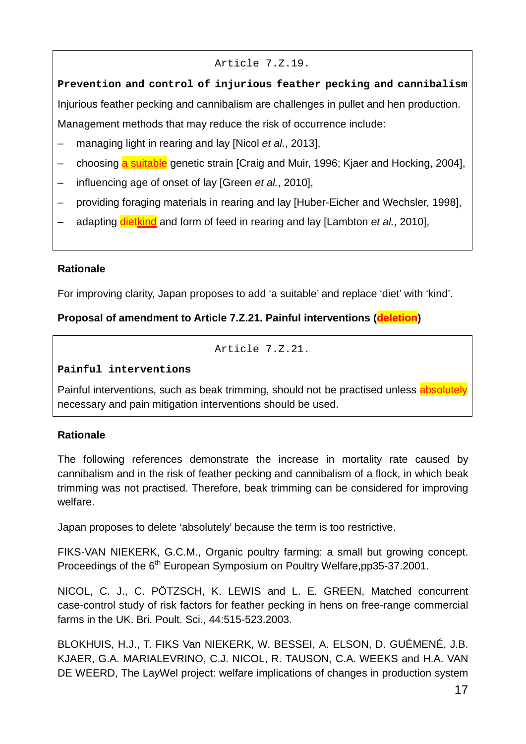Article 7.Z.19.

**Prevention and control of injurious feather pecking and cannibalism**

Injurious feather pecking and cannibalism are challenges in pullet and hen production.

Management methods that may reduce the risk of occurrence include:

- managing light in rearing and lay [Nicol *et al.*, 2013],
- choosing a suitable genetic strain [Craig and Muir, 1996; Kjaer and Hocking, 2004],
- influencing age of onset of lay [Green *et al.*, 2010],
- providing foraging materials in rearing and lay [Huber-Eicher and Wechsler, 1998],
- adapting ~~diet~~kind and form of feed in rearing and lay [Lambton *et al.*, 2010],

**Rationale**

For improving clarity, Japan proposes to add 'a suitable' and replace 'diet' with 'kind'.

**Proposal of amendment to Article 7.Z.21. Painful interventions (~~deletion~~)**

Article 7.Z.21.

**Painful interventions**

Painful interventions, such as beak trimming, should not be practised unless ~~absolutely~~ necessary and pain mitigation interventions should be used.

**Rationale**

The following references demonstrate the increase in mortality rate caused by cannibalism and in the risk of feather pecking and cannibalism of a flock, in which beak trimming was not practised. Therefore, beak trimming can be considered for improving welfare.

Japan proposes to delete 'absolutely' because the term is too restrictive.

FIKS-VAN NIEKERK, G.C.M., Organic poultry farming: a small but growing concept. Proceedings of the 6th European Symposium on Poultry Welfare,pp35-37.2001.

NICOL, C. J., C. PÖTZSCH, K. LEWIS and L. E. GREEN, Matched concurrent case-control study of risk factors for feather pecking in hens on free-range commercial farms in the UK. Bri. Poult. Sci., 44:515-523.2003.

BLOKHUIS, H.J., T. FIKS Van NIEKERK, W. BESSEI, A. ELSON, D. GUÉMENÉ, J.B. KJAER, G.A. MARIALEVRINO, C.J. NICOL, R. TAUSON, C.A. WEEKS and H.A. VAN DE WEERD, The LayWel project: welfare implications of changes in production system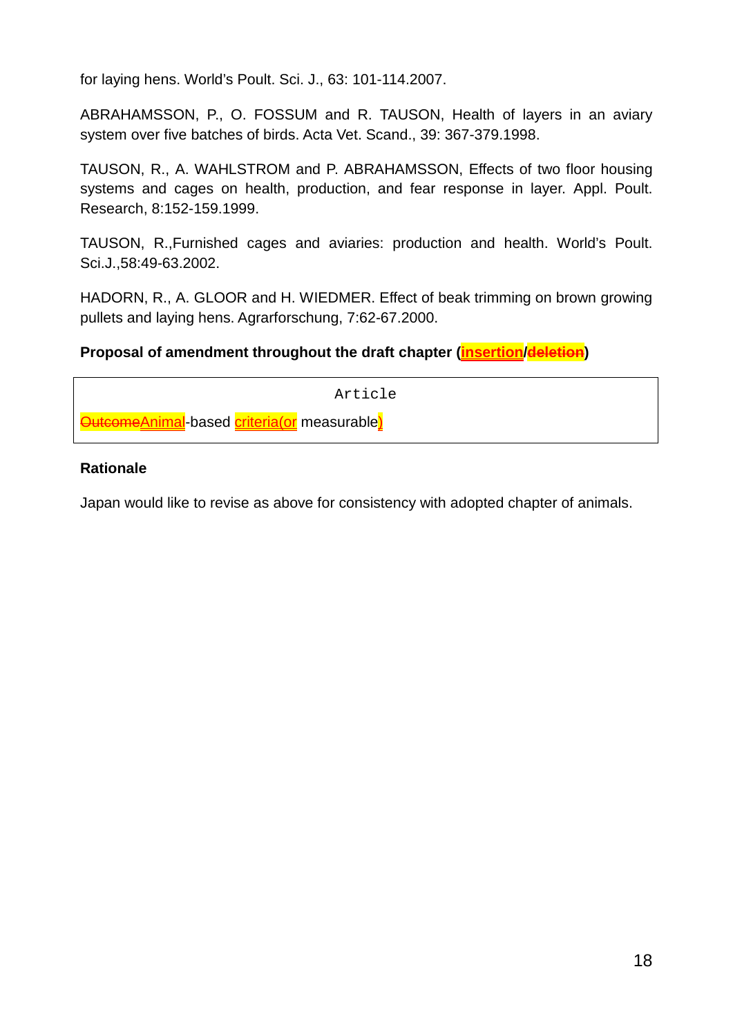for laying hens. World's Poult. Sci. J., 63: 101-114.2007.

ABRAHAMSSON, P., O. FOSSUM and R. TAUSON, Health of layers in an aviary system over five batches of birds. Acta Vet. Scand., 39: 367-379.1998.

TAUSON, R., A. WAHLSTROM and P. ABRAHAMSSON, Effects of two floor housing systems and cages on health, production, and fear response in layer. Appl. Poult. Research, 8:152-159.1999.

TAUSON, R.,Furnished cages and aviaries: production and health. World's Poult. Sci.J.,58:49-63.2002.

HADORN, R., A. GLOOR and H. WIEDMER. Effect of beak trimming on brown growing pullets and laying hens. Agrarforschung, 7:62-67.2000.

**Proposal of amendment throughout the draft chapter (<u>insertion</u>/~~deletion~~)**

Article

~~Outcome~~<u>Animal</u>-based <u>criteria(or</u> measurable<u>)</u>

**Rationale**

Japan would like to revise as above for consistency with adopted chapter of animals.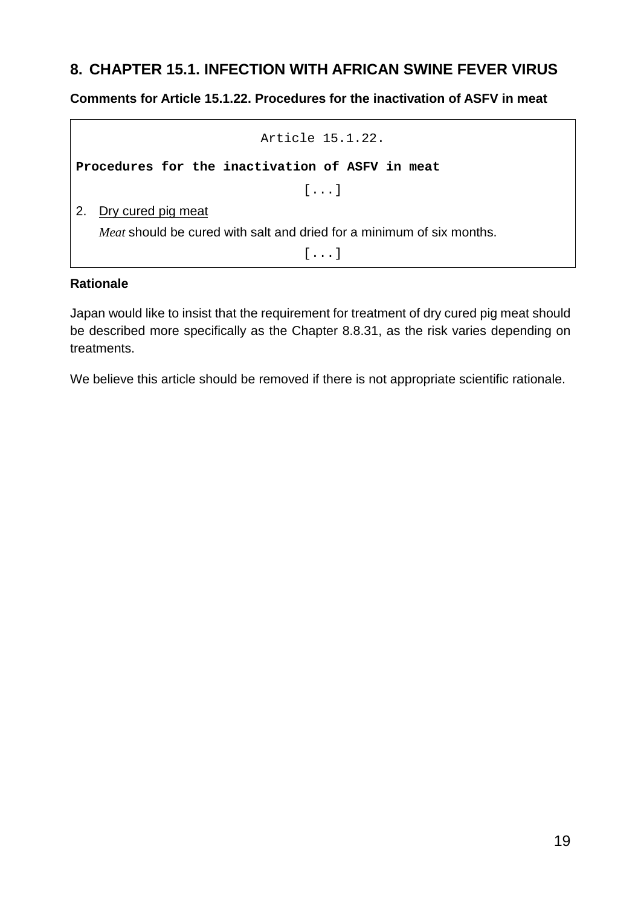## 8. CHAPTER 15.1. INFECTION WITH AFRICAN SWINE FEVER VIRUS

**Comments for Article 15.1.22. Procedures for the inactivation of ASFV in meat**

Article 15.1.22.

**Procedures for the inactivation of ASFV in meat**

[...]

2. Dry cured pig meat

   *Meat* should be cured with salt and dried for a minimum of six months.

[...]

**Rationale**

Japan would like to insist that the requirement for treatment of dry cured pig meat should be described more specifically as the Chapter 8.8.31, as the risk varies depending on treatments.

We believe this article should be removed if there is not appropriate scientific rationale.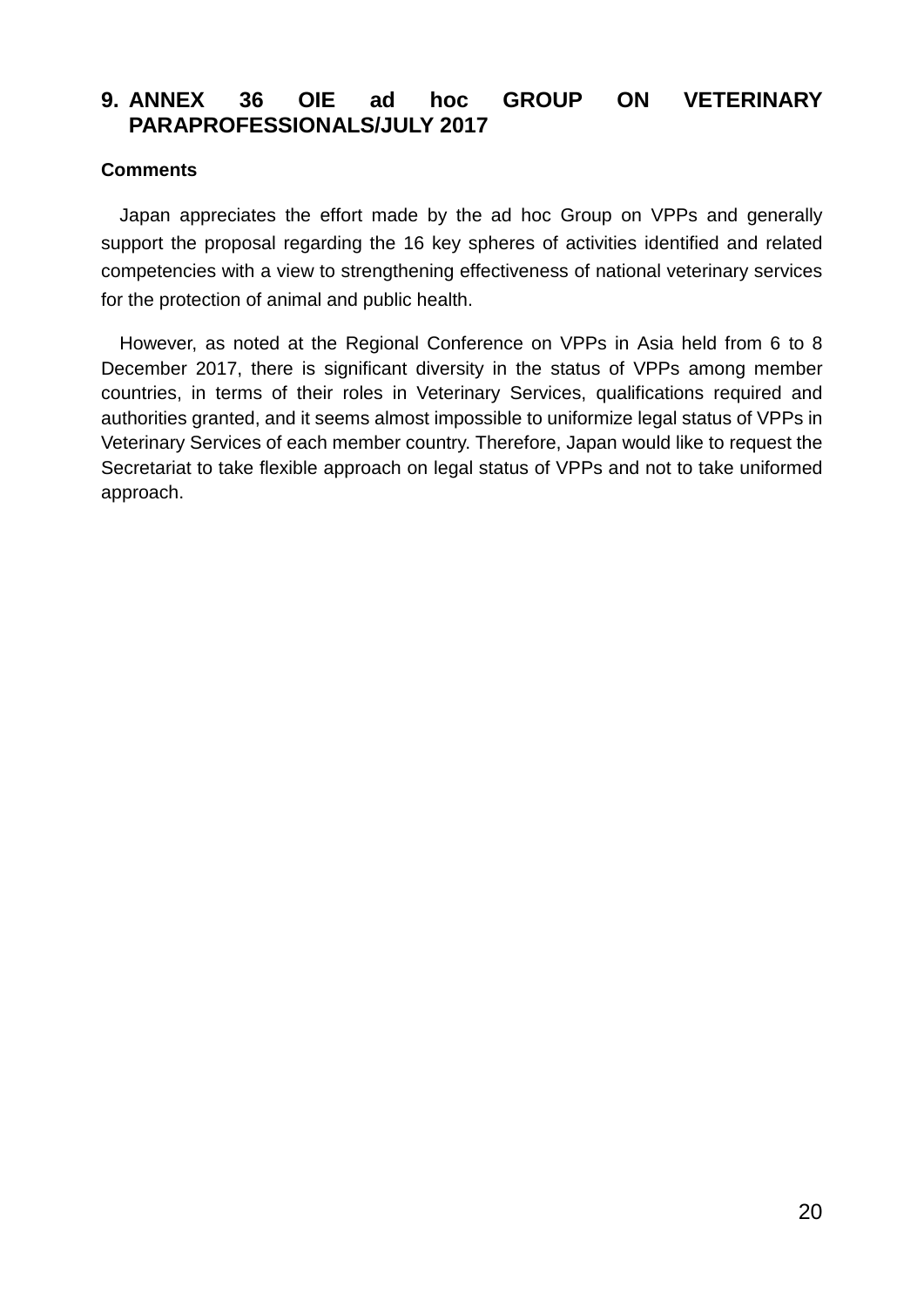## 9. ANNEX 36 OIE ad hoc GROUP ON VETERINARY PARAPROFESSIONALS/JULY 2017

**Comments**

Japan appreciates the effort made by the ad hoc Group on VPPs and generally support the proposal regarding the 16 key spheres of activities identified and related competencies with a view to strengthening effectiveness of national veterinary services for the protection of animal and public health.

However, as noted at the Regional Conference on VPPs in Asia held from 6 to 8 December 2017, there is significant diversity in the status of VPPs among member countries, in terms of their roles in Veterinary Services, qualifications required and authorities granted, and it seems almost impossible to uniformize legal status of VPPs in Veterinary Services of each member country. Therefore, Japan would like to request the Secretariat to take flexible approach on legal status of VPPs and not to take uniformed approach.